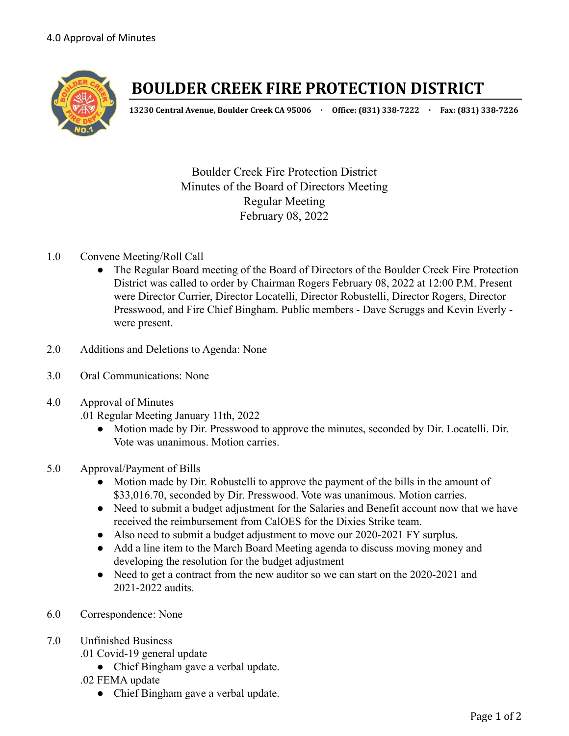4.0 Approval of Minutes

# BOULDER CREEK FIRE PROTECTION DISTRICT

**13230 Central Avenue, Boulder Creek CA 95006 · Office: (831) 338-7222 · Fax: (831) 338-7226**

Boulder Creek Fire Protection District
Minutes of the Board of Directors Meeting
Regular Meeting
February 08, 2022

1.0 Convene Meeting/Roll Call
- The Regular Board meeting of the Board of Directors of the Boulder Creek Fire Protection District was called to order by Chairman Rogers February 08, 2022 at 12:00 P.M. Present were Director Currier, Director Locatelli, Director Robustelli, Director Rogers, Director Presswood, and Fire Chief Bingham. Public members - Dave Scruggs and Kevin Everly - were present.

2.0 Additions and Deletions to Agenda: None

3.0 Oral Communications: None

4.0 Approval of Minutes
.01 Regular Meeting January 11th, 2022
- Motion made by Dir. Presswood to approve the minutes, seconded by Dir. Locatelli. Dir. Vote was unanimous. Motion carries.

5.0 Approval/Payment of Bills
- Motion made by Dir. Robustelli to approve the payment of the bills in the amount of $33,016.70, seconded by Dir. Presswood. Vote was unanimous. Motion carries.
- Need to submit a budget adjustment for the Salaries and Benefit account now that we have received the reimbursement from CalOES for the Dixies Strike team.
- Also need to submit a budget adjustment to move our 2020-2021 FY surplus.
- Add a line item to the March Board Meeting agenda to discuss moving money and developing the resolution for the budget adjustment
- Need to get a contract from the new auditor so we can start on the 2020-2021 and 2021-2022 audits.

6.0 Correspondence: None

7.0 Unfinished Business
.01 Covid-19 general update
- Chief Bingham gave a verbal update.

.02 FEMA update
- Chief Bingham gave a verbal update.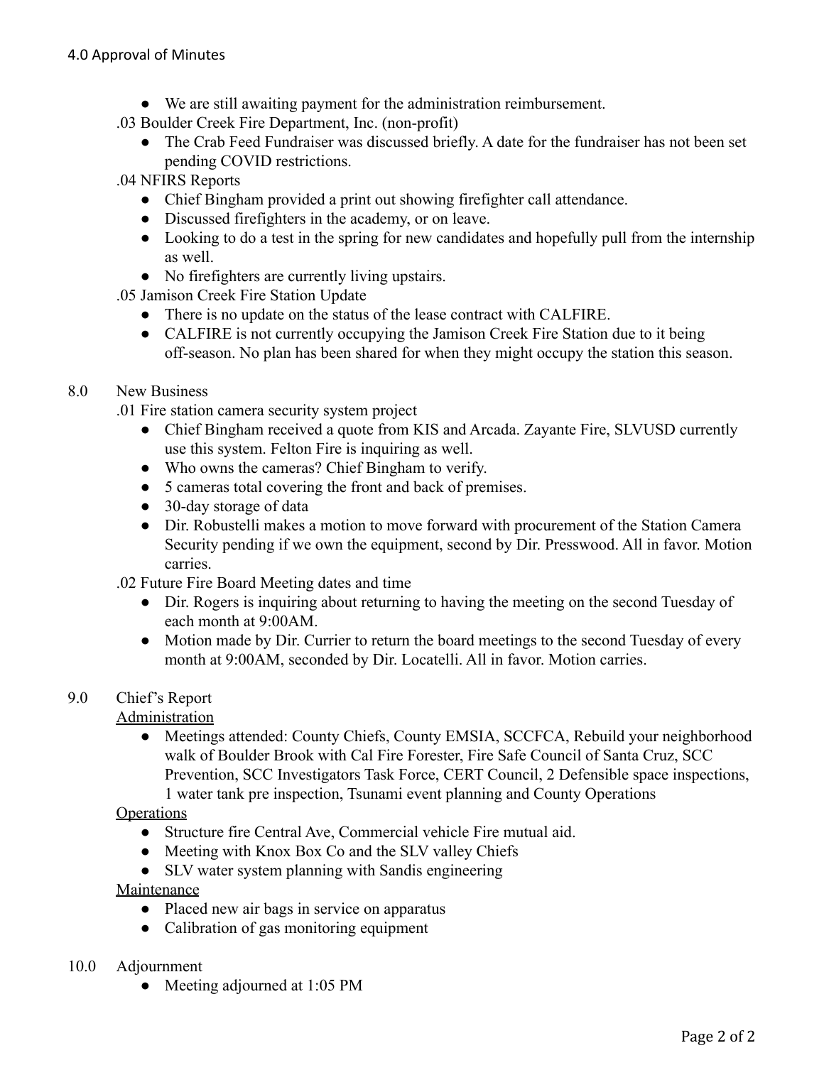- We are still awaiting payment for the administration reimbursement.

.03 Boulder Creek Fire Department, Inc. (non-profit)

- The Crab Feed Fundraiser was discussed briefly. A date for the fundraiser has not been set pending COVID restrictions.

.04 NFIRS Reports

- Chief Bingham provided a print out showing firefighter call attendance.
- Discussed firefighters in the academy, or on leave.
- Looking to do a test in the spring for new candidates and hopefully pull from the internship as well.
- No firefighters are currently living upstairs.

.05 Jamison Creek Fire Station Update

- There is no update on the status of the lease contract with CALFIRE.
- CALFIRE is not currently occupying the Jamison Creek Fire Station due to it being off-season. No plan has been shared for when they might occupy the station this season.

## 8.0 New Business

.01 Fire station camera security system project

- Chief Bingham received a quote from KIS and Arcada. Zayante Fire, SLVUSD currently use this system. Felton Fire is inquiring as well.
- Who owns the cameras? Chief Bingham to verify.
- 5 cameras total covering the front and back of premises.
- 30-day storage of data
- Dir. Robustelli makes a motion to move forward with procurement of the Station Camera Security pending if we own the equipment, second by Dir. Presswood. All in favor. Motion carries.

.02 Future Fire Board Meeting dates and time

- Dir. Rogers is inquiring about returning to having the meeting on the second Tuesday of each month at 9:00AM.
- Motion made by Dir. Currier to return the board meetings to the second Tuesday of every month at 9:00AM, seconded by Dir. Locatelli. All in favor. Motion carries.

## 9.0 Chief's Report

Administration

- Meetings attended: County Chiefs, County EMSIA, SCCFCA, Rebuild your neighborhood walk of Boulder Brook with Cal Fire Forester, Fire Safe Council of Santa Cruz, SCC Prevention, SCC Investigators Task Force, CERT Council, 2 Defensible space inspections, 1 water tank pre inspection, Tsunami event planning and County Operations

Operations

- Structure fire Central Ave, Commercial vehicle Fire mutual aid.
- Meeting with Knox Box Co and the SLV valley Chiefs
- SLV water system planning with Sandis engineering

Maintenance

- Placed new air bags in service on apparatus
- Calibration of gas monitoring equipment

## 10.0 Adjournment

- Meeting adjourned at 1:05 PM